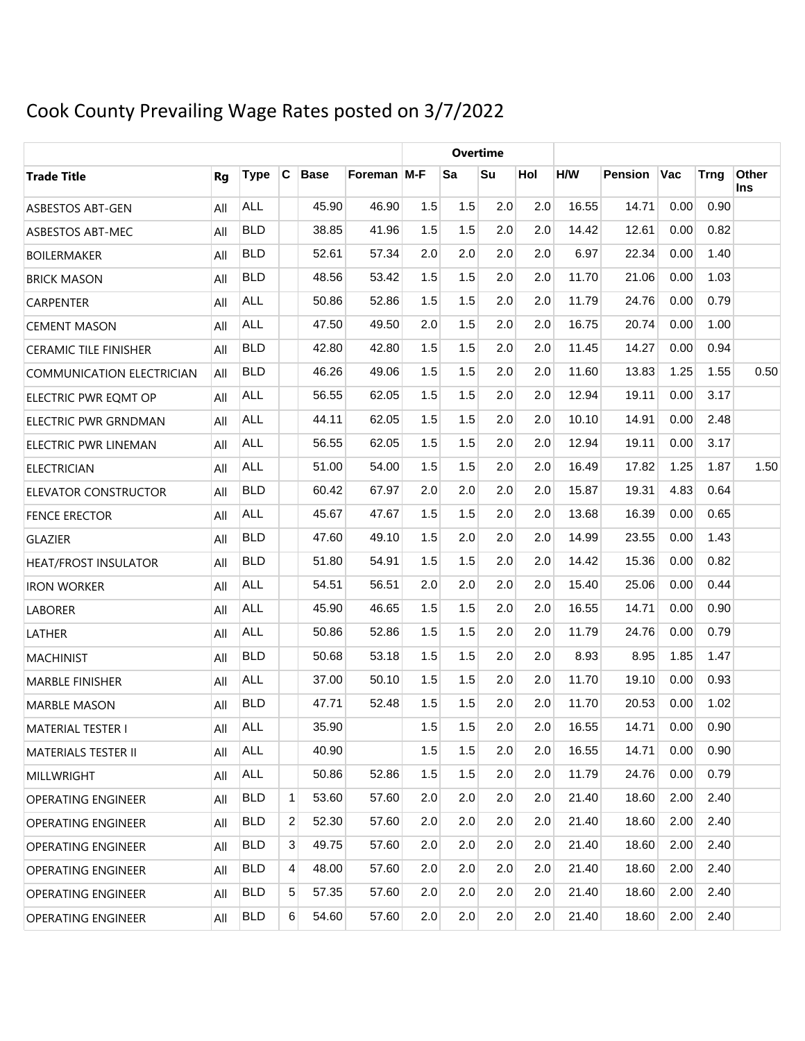# Cook County Prevailing Wage Rates posted on 3/7/2022

| | | | | | | Overtime | | | | | | | | |
|---|---|---|---|---|---|---|---|---|---|---|---|---|---|---|
| **Trade Title** | **Rg** | **Type** | **C** | **Base** | **Foreman** | **M-F** | **Sa** | **Su** | **Hol** | **H/W** | **Pension** | **Vac** | **Trng** | **Other Ins** |
| ASBESTOS ABT-GEN | All | ALL | | 45.90 | 46.90 | 1.5 | 1.5 | 2.0 | 2.0 | 16.55 | 14.71 | 0.00 | 0.90 | |
| ASBESTOS ABT-MEC | All | BLD | | 38.85 | 41.96 | 1.5 | 1.5 | 2.0 | 2.0 | 14.42 | 12.61 | 0.00 | 0.82 | |
| BOILERMAKER | All | BLD | | 52.61 | 57.34 | 2.0 | 2.0 | 2.0 | 2.0 | 6.97 | 22.34 | 0.00 | 1.40 | |
| BRICK MASON | All | BLD | | 48.56 | 53.42 | 1.5 | 1.5 | 2.0 | 2.0 | 11.70 | 21.06 | 0.00 | 1.03 | |
| CARPENTER | All | ALL | | 50.86 | 52.86 | 1.5 | 1.5 | 2.0 | 2.0 | 11.79 | 24.76 | 0.00 | 0.79 | |
| CEMENT MASON | All | ALL | | 47.50 | 49.50 | 2.0 | 1.5 | 2.0 | 2.0 | 16.75 | 20.74 | 0.00 | 1.00 | |
| CERAMIC TILE FINISHER | All | BLD | | 42.80 | 42.80 | 1.5 | 1.5 | 2.0 | 2.0 | 11.45 | 14.27 | 0.00 | 0.94 | |
| COMMUNICATION ELECTRICIAN | All | BLD | | 46.26 | 49.06 | 1.5 | 1.5 | 2.0 | 2.0 | 11.60 | 13.83 | 1.25 | 1.55 | 0.50 |
| ELECTRIC PWR EQMT OP | All | ALL | | 56.55 | 62.05 | 1.5 | 1.5 | 2.0 | 2.0 | 12.94 | 19.11 | 0.00 | 3.17 | |
| ELECTRIC PWR GRNDMAN | All | ALL | | 44.11 | 62.05 | 1.5 | 1.5 | 2.0 | 2.0 | 10.10 | 14.91 | 0.00 | 2.48 | |
| ELECTRIC PWR LINEMAN | All | ALL | | 56.55 | 62.05 | 1.5 | 1.5 | 2.0 | 2.0 | 12.94 | 19.11 | 0.00 | 3.17 | |
| ELECTRICIAN | All | ALL | | 51.00 | 54.00 | 1.5 | 1.5 | 2.0 | 2.0 | 16.49 | 17.82 | 1.25 | 1.87 | 1.50 |
| ELEVATOR CONSTRUCTOR | All | BLD | | 60.42 | 67.97 | 2.0 | 2.0 | 2.0 | 2.0 | 15.87 | 19.31 | 4.83 | 0.64 | |
| FENCE ERECTOR | All | ALL | | 45.67 | 47.67 | 1.5 | 1.5 | 2.0 | 2.0 | 13.68 | 16.39 | 0.00 | 0.65 | |
| GLAZIER | All | BLD | | 47.60 | 49.10 | 1.5 | 2.0 | 2.0 | 2.0 | 14.99 | 23.55 | 0.00 | 1.43 | |
| HEAT/FROST INSULATOR | All | BLD | | 51.80 | 54.91 | 1.5 | 1.5 | 2.0 | 2.0 | 14.42 | 15.36 | 0.00 | 0.82 | |
| IRON WORKER | All | ALL | | 54.51 | 56.51 | 2.0 | 2.0 | 2.0 | 2.0 | 15.40 | 25.06 | 0.00 | 0.44 | |
| LABORER | All | ALL | | 45.90 | 46.65 | 1.5 | 1.5 | 2.0 | 2.0 | 16.55 | 14.71 | 0.00 | 0.90 | |
| LATHER | All | ALL | | 50.86 | 52.86 | 1.5 | 1.5 | 2.0 | 2.0 | 11.79 | 24.76 | 0.00 | 0.79 | |
| MACHINIST | All | BLD | | 50.68 | 53.18 | 1.5 | 1.5 | 2.0 | 2.0 | 8.93 | 8.95 | 1.85 | 1.47 | |
| MARBLE FINISHER | All | ALL | | 37.00 | 50.10 | 1.5 | 1.5 | 2.0 | 2.0 | 11.70 | 19.10 | 0.00 | 0.93 | |
| MARBLE MASON | All | BLD | | 47.71 | 52.48 | 1.5 | 1.5 | 2.0 | 2.0 | 11.70 | 20.53 | 0.00 | 1.02 | |
| MATERIAL TESTER I | All | ALL | | 35.90 | | 1.5 | 1.5 | 2.0 | 2.0 | 16.55 | 14.71 | 0.00 | 0.90 | |
| MATERIALS TESTER II | All | ALL | | 40.90 | | 1.5 | 1.5 | 2.0 | 2.0 | 16.55 | 14.71 | 0.00 | 0.90 | |
| MILLWRIGHT | All | ALL | | 50.86 | 52.86 | 1.5 | 1.5 | 2.0 | 2.0 | 11.79 | 24.76 | 0.00 | 0.79 | |
| OPERATING ENGINEER | All | BLD | 1 | 53.60 | 57.60 | 2.0 | 2.0 | 2.0 | 2.0 | 21.40 | 18.60 | 2.00 | 2.40 | |
| OPERATING ENGINEER | All | BLD | 2 | 52.30 | 57.60 | 2.0 | 2.0 | 2.0 | 2.0 | 21.40 | 18.60 | 2.00 | 2.40 | |
| OPERATING ENGINEER | All | BLD | 3 | 49.75 | 57.60 | 2.0 | 2.0 | 2.0 | 2.0 | 21.40 | 18.60 | 2.00 | 2.40 | |
| OPERATING ENGINEER | All | BLD | 4 | 48.00 | 57.60 | 2.0 | 2.0 | 2.0 | 2.0 | 21.40 | 18.60 | 2.00 | 2.40 | |
| OPERATING ENGINEER | All | BLD | 5 | 57.35 | 57.60 | 2.0 | 2.0 | 2.0 | 2.0 | 21.40 | 18.60 | 2.00 | 2.40 | |
| OPERATING ENGINEER | All | BLD | 6 | 54.60 | 57.60 | 2.0 | 2.0 | 2.0 | 2.0 | 21.40 | 18.60 | 2.00 | 2.40 | |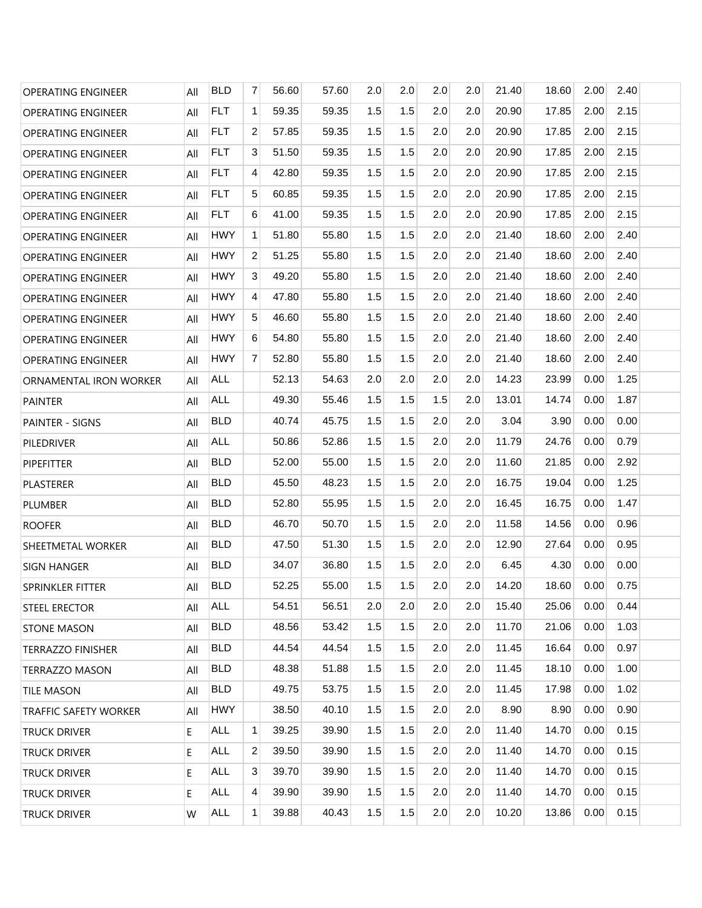| | | | | | | | | | | | | | | |
|---|---|---|---|---|---|---|---|---|---|---|---|---|---|---|
| OPERATING ENGINEER | All | BLD | 7 | 56.60 | 57.60 | 2.0 | 2.0 | 2.0 | 2.0 | 21.40 | 18.60 | 2.00 | 2.40 | |
| OPERATING ENGINEER | All | FLT | 1 | 59.35 | 59.35 | 1.5 | 1.5 | 2.0 | 2.0 | 20.90 | 17.85 | 2.00 | 2.15 | |
| OPERATING ENGINEER | All | FLT | 2 | 57.85 | 59.35 | 1.5 | 1.5 | 2.0 | 2.0 | 20.90 | 17.85 | 2.00 | 2.15 | |
| OPERATING ENGINEER | All | FLT | 3 | 51.50 | 59.35 | 1.5 | 1.5 | 2.0 | 2.0 | 20.90 | 17.85 | 2.00 | 2.15 | |
| OPERATING ENGINEER | All | FLT | 4 | 42.80 | 59.35 | 1.5 | 1.5 | 2.0 | 2.0 | 20.90 | 17.85 | 2.00 | 2.15 | |
| OPERATING ENGINEER | All | FLT | 5 | 60.85 | 59.35 | 1.5 | 1.5 | 2.0 | 2.0 | 20.90 | 17.85 | 2.00 | 2.15 | |
| OPERATING ENGINEER | All | FLT | 6 | 41.00 | 59.35 | 1.5 | 1.5 | 2.0 | 2.0 | 20.90 | 17.85 | 2.00 | 2.15 | |
| OPERATING ENGINEER | All | HWY | 1 | 51.80 | 55.80 | 1.5 | 1.5 | 2.0 | 2.0 | 21.40 | 18.60 | 2.00 | 2.40 | |
| OPERATING ENGINEER | All | HWY | 2 | 51.25 | 55.80 | 1.5 | 1.5 | 2.0 | 2.0 | 21.40 | 18.60 | 2.00 | 2.40 | |
| OPERATING ENGINEER | All | HWY | 3 | 49.20 | 55.80 | 1.5 | 1.5 | 2.0 | 2.0 | 21.40 | 18.60 | 2.00 | 2.40 | |
| OPERATING ENGINEER | All | HWY | 4 | 47.80 | 55.80 | 1.5 | 1.5 | 2.0 | 2.0 | 21.40 | 18.60 | 2.00 | 2.40 | |
| OPERATING ENGINEER | All | HWY | 5 | 46.60 | 55.80 | 1.5 | 1.5 | 2.0 | 2.0 | 21.40 | 18.60 | 2.00 | 2.40 | |
| OPERATING ENGINEER | All | HWY | 6 | 54.80 | 55.80 | 1.5 | 1.5 | 2.0 | 2.0 | 21.40 | 18.60 | 2.00 | 2.40 | |
| OPERATING ENGINEER | All | HWY | 7 | 52.80 | 55.80 | 1.5 | 1.5 | 2.0 | 2.0 | 21.40 | 18.60 | 2.00 | 2.40 | |
| ORNAMENTAL IRON WORKER | All | ALL | | 52.13 | 54.63 | 2.0 | 2.0 | 2.0 | 2.0 | 14.23 | 23.99 | 0.00 | 1.25 | |
| PAINTER | All | ALL | | 49.30 | 55.46 | 1.5 | 1.5 | 1.5 | 2.0 | 13.01 | 14.74 | 0.00 | 1.87 | |
| PAINTER - SIGNS | All | BLD | | 40.74 | 45.75 | 1.5 | 1.5 | 2.0 | 2.0 | 3.04 | 3.90 | 0.00 | 0.00 | |
| PILEDRIVER | All | ALL | | 50.86 | 52.86 | 1.5 | 1.5 | 2.0 | 2.0 | 11.79 | 24.76 | 0.00 | 0.79 | |
| PIPEFITTER | All | BLD | | 52.00 | 55.00 | 1.5 | 1.5 | 2.0 | 2.0 | 11.60 | 21.85 | 0.00 | 2.92 | |
| PLASTERER | All | BLD | | 45.50 | 48.23 | 1.5 | 1.5 | 2.0 | 2.0 | 16.75 | 19.04 | 0.00 | 1.25 | |
| PLUMBER | All | BLD | | 52.80 | 55.95 | 1.5 | 1.5 | 2.0 | 2.0 | 16.45 | 16.75 | 0.00 | 1.47 | |
| ROOFER | All | BLD | | 46.70 | 50.70 | 1.5 | 1.5 | 2.0 | 2.0 | 11.58 | 14.56 | 0.00 | 0.96 | |
| SHEETMETAL WORKER | All | BLD | | 47.50 | 51.30 | 1.5 | 1.5 | 2.0 | 2.0 | 12.90 | 27.64 | 0.00 | 0.95 | |
| SIGN HANGER | All | BLD | | 34.07 | 36.80 | 1.5 | 1.5 | 2.0 | 2.0 | 6.45 | 4.30 | 0.00 | 0.00 | |
| SPRINKLER FITTER | All | BLD | | 52.25 | 55.00 | 1.5 | 1.5 | 2.0 | 2.0 | 14.20 | 18.60 | 0.00 | 0.75 | |
| STEEL ERECTOR | All | ALL | | 54.51 | 56.51 | 2.0 | 2.0 | 2.0 | 2.0 | 15.40 | 25.06 | 0.00 | 0.44 | |
| STONE MASON | All | BLD | | 48.56 | 53.42 | 1.5 | 1.5 | 2.0 | 2.0 | 11.70 | 21.06 | 0.00 | 1.03 | |
| TERRAZZO FINISHER | All | BLD | | 44.54 | 44.54 | 1.5 | 1.5 | 2.0 | 2.0 | 11.45 | 16.64 | 0.00 | 0.97 | |
| TERRAZZO MASON | All | BLD | | 48.38 | 51.88 | 1.5 | 1.5 | 2.0 | 2.0 | 11.45 | 18.10 | 0.00 | 1.00 | |
| TILE MASON | All | BLD | | 49.75 | 53.75 | 1.5 | 1.5 | 2.0 | 2.0 | 11.45 | 17.98 | 0.00 | 1.02 | |
| TRAFFIC SAFETY WORKER | All | HWY | | 38.50 | 40.10 | 1.5 | 1.5 | 2.0 | 2.0 | 8.90 | 8.90 | 0.00 | 0.90 | |
| TRUCK DRIVER | E | ALL | 1 | 39.25 | 39.90 | 1.5 | 1.5 | 2.0 | 2.0 | 11.40 | 14.70 | 0.00 | 0.15 | |
| TRUCK DRIVER | E | ALL | 2 | 39.50 | 39.90 | 1.5 | 1.5 | 2.0 | 2.0 | 11.40 | 14.70 | 0.00 | 0.15 | |
| TRUCK DRIVER | E | ALL | 3 | 39.70 | 39.90 | 1.5 | 1.5 | 2.0 | 2.0 | 11.40 | 14.70 | 0.00 | 0.15 | |
| TRUCK DRIVER | E | ALL | 4 | 39.90 | 39.90 | 1.5 | 1.5 | 2.0 | 2.0 | 11.40 | 14.70 | 0.00 | 0.15 | |
| TRUCK DRIVER | W | ALL | 1 | 39.88 | 40.43 | 1.5 | 1.5 | 2.0 | 2.0 | 10.20 | 13.86 | 0.00 | 0.15 | |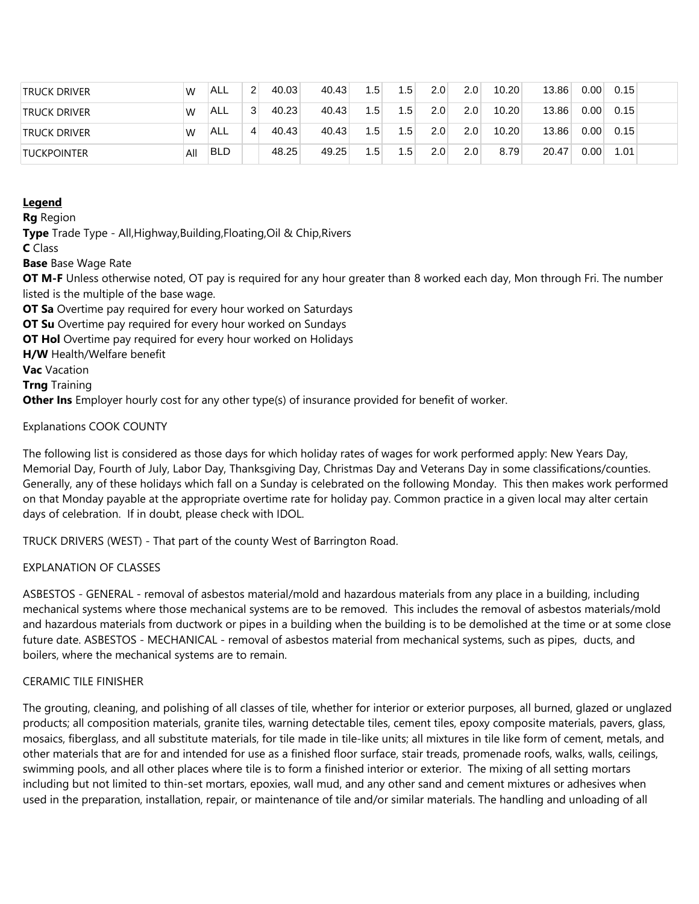| TRUCK DRIVER | W | ALL | 2 | 40.03 | 40.43 | 1.5 | 1.5 | 2.0 | 2.0 | 10.20 | 13.86 | 0.00 | 0.15 | |
|---|---|---|---|---|---|---|---|---|---|---|---|---|---|---|
| TRUCK DRIVER | W | ALL | 3 | 40.23 | 40.43 | 1.5 | 1.5 | 2.0 | 2.0 | 10.20 | 13.86 | 0.00 | 0.15 | |
| TRUCK DRIVER | W | ALL | 4 | 40.43 | 40.43 | 1.5 | 1.5 | 2.0 | 2.0 | 10.20 | 13.86 | 0.00 | 0.15 | |
| TUCKPOINTER | All | BLD | | 48.25 | 49.25 | 1.5 | 1.5 | 2.0 | 2.0 | 8.79 | 20.47 | 0.00 | 1.01 | |

**Legend**

**Rg** Region

**Type** Trade Type - All,Highway,Building,Floating,Oil & Chip,Rivers

**C** Class

**Base** Base Wage Rate

**OT M-F** Unless otherwise noted, OT pay is required for any hour greater than 8 worked each day, Mon through Fri. The number listed is the multiple of the base wage.

**OT Sa** Overtime pay required for every hour worked on Saturdays

**OT Su** Overtime pay required for every hour worked on Sundays

**OT Hol** Overtime pay required for every hour worked on Holidays

**H/W** Health/Welfare benefit

**Vac** Vacation

**Trng** Training

**Other Ins** Employer hourly cost for any other type(s) of insurance provided for benefit of worker.

Explanations COOK COUNTY

The following list is considered as those days for which holiday rates of wages for work performed apply: New Years Day, Memorial Day, Fourth of July, Labor Day, Thanksgiving Day, Christmas Day and Veterans Day in some classifications/counties. Generally, any of these holidays which fall on a Sunday is celebrated on the following Monday. This then makes work performed on that Monday payable at the appropriate overtime rate for holiday pay. Common practice in a given local may alter certain days of celebration. If in doubt, please check with IDOL.

TRUCK DRIVERS (WEST) - That part of the county West of Barrington Road.

EXPLANATION OF CLASSES

ASBESTOS - GENERAL - removal of asbestos material/mold and hazardous materials from any place in a building, including mechanical systems where those mechanical systems are to be removed. This includes the removal of asbestos materials/mold and hazardous materials from ductwork or pipes in a building when the building is to be demolished at the time or at some close future date. ASBESTOS - MECHANICAL - removal of asbestos material from mechanical systems, such as pipes, ducts, and boilers, where the mechanical systems are to remain.

CERAMIC TILE FINISHER

The grouting, cleaning, and polishing of all classes of tile, whether for interior or exterior purposes, all burned, glazed or unglazed products; all composition materials, granite tiles, warning detectable tiles, cement tiles, epoxy composite materials, pavers, glass, mosaics, fiberglass, and all substitute materials, for tile made in tile-like units; all mixtures in tile like form of cement, metals, and other materials that are for and intended for use as a finished floor surface, stair treads, promenade roofs, walks, walls, ceilings, swimming pools, and all other places where tile is to form a finished interior or exterior. The mixing of all setting mortars including but not limited to thin-set mortars, epoxies, wall mud, and any other sand and cement mixtures or adhesives when used in the preparation, installation, repair, or maintenance of tile and/or similar materials. The handling and unloading of all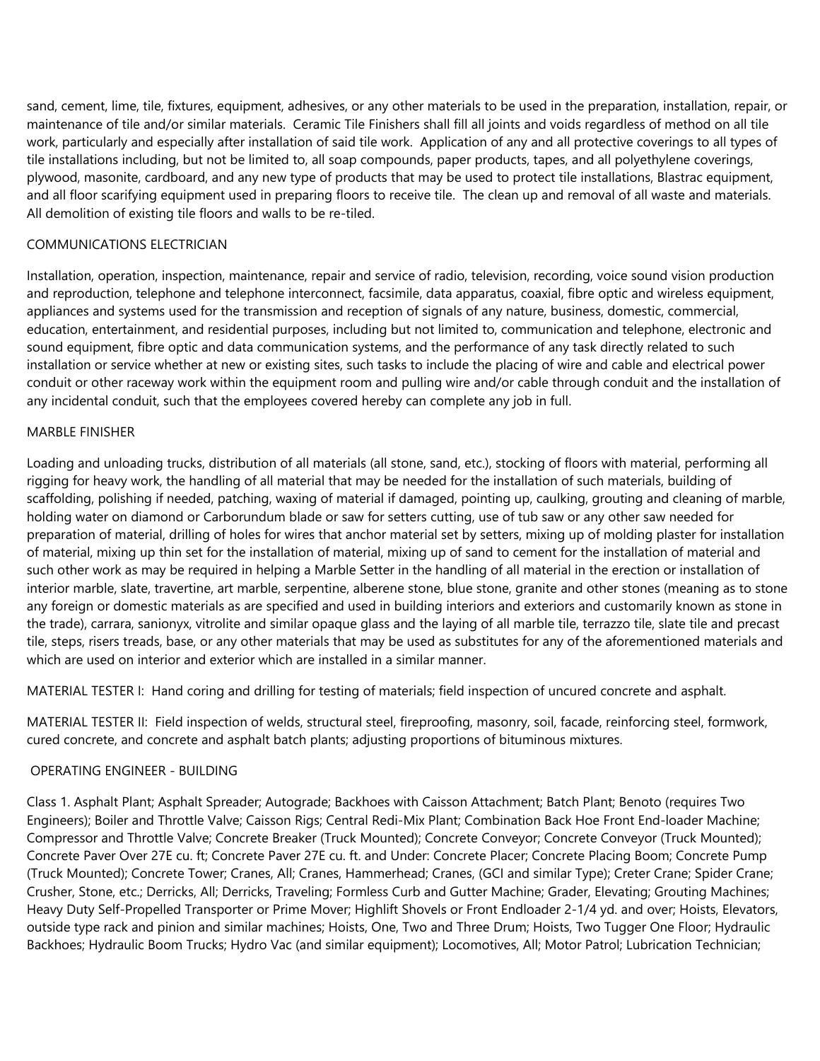sand, cement, lime, tile, fixtures, equipment, adhesives, or any other materials to be used in the preparation, installation, repair, or maintenance of tile and/or similar materials. Ceramic Tile Finishers shall fill all joints and voids regardless of method on all tile work, particularly and especially after installation of said tile work. Application of any and all protective coverings to all types of tile installations including, but not be limited to, all soap compounds, paper products, tapes, and all polyethylene coverings, plywood, masonite, cardboard, and any new type of products that may be used to protect tile installations, Blastrac equipment, and all floor scarifying equipment used in preparing floors to receive tile. The clean up and removal of all waste and materials. All demolition of existing tile floors and walls to be re-tiled.

COMMUNICATIONS ELECTRICIAN

Installation, operation, inspection, maintenance, repair and service of radio, television, recording, voice sound vision production and reproduction, telephone and telephone interconnect, facsimile, data apparatus, coaxial, fibre optic and wireless equipment, appliances and systems used for the transmission and reception of signals of any nature, business, domestic, commercial, education, entertainment, and residential purposes, including but not limited to, communication and telephone, electronic and sound equipment, fibre optic and data communication systems, and the performance of any task directly related to such installation or service whether at new or existing sites, such tasks to include the placing of wire and cable and electrical power conduit or other raceway work within the equipment room and pulling wire and/or cable through conduit and the installation of any incidental conduit, such that the employees covered hereby can complete any job in full.

MARBLE FINISHER

Loading and unloading trucks, distribution of all materials (all stone, sand, etc.), stocking of floors with material, performing all rigging for heavy work, the handling of all material that may be needed for the installation of such materials, building of scaffolding, polishing if needed, patching, waxing of material if damaged, pointing up, caulking, grouting and cleaning of marble, holding water on diamond or Carborundum blade or saw for setters cutting, use of tub saw or any other saw needed for preparation of material, drilling of holes for wires that anchor material set by setters, mixing up of molding plaster for installation of material, mixing up thin set for the installation of material, mixing up of sand to cement for the installation of material and such other work as may be required in helping a Marble Setter in the handling of all material in the erection or installation of interior marble, slate, travertine, art marble, serpentine, alberene stone, blue stone, granite and other stones (meaning as to stone any foreign or domestic materials as are specified and used in building interiors and exteriors and customarily known as stone in the trade), carrara, sanionyx, vitrolite and similar opaque glass and the laying of all marble tile, terrazzo tile, slate tile and precast tile, steps, risers treads, base, or any other materials that may be used as substitutes for any of the aforementioned materials and which are used on interior and exterior which are installed in a similar manner.

MATERIAL TESTER I: Hand coring and drilling for testing of materials; field inspection of uncured concrete and asphalt.

MATERIAL TESTER II: Field inspection of welds, structural steel, fireproofing, masonry, soil, facade, reinforcing steel, formwork, cured concrete, and concrete and asphalt batch plants; adjusting proportions of bituminous mixtures.

OPERATING ENGINEER - BUILDING

Class 1. Asphalt Plant; Asphalt Spreader; Autograde; Backhoes with Caisson Attachment; Batch Plant; Benoto (requires Two Engineers); Boiler and Throttle Valve; Caisson Rigs; Central Redi-Mix Plant; Combination Back Hoe Front End-loader Machine; Compressor and Throttle Valve; Concrete Breaker (Truck Mounted); Concrete Conveyor; Concrete Conveyor (Truck Mounted); Concrete Paver Over 27E cu. ft; Concrete Paver 27E cu. ft. and Under: Concrete Placer; Concrete Placing Boom; Concrete Pump (Truck Mounted); Concrete Tower; Cranes, All; Cranes, Hammerhead; Cranes, (GCI and similar Type); Creter Crane; Spider Crane; Crusher, Stone, etc.; Derricks, All; Derricks, Traveling; Formless Curb and Gutter Machine; Grader, Elevating; Grouting Machines; Heavy Duty Self-Propelled Transporter or Prime Mover; Highlift Shovels or Front Endloader 2-1/4 yd. and over; Hoists, Elevators, outside type rack and pinion and similar machines; Hoists, One, Two and Three Drum; Hoists, Two Tugger One Floor; Hydraulic Backhoes; Hydraulic Boom Trucks; Hydro Vac (and similar equipment); Locomotives, All; Motor Patrol; Lubrication Technician;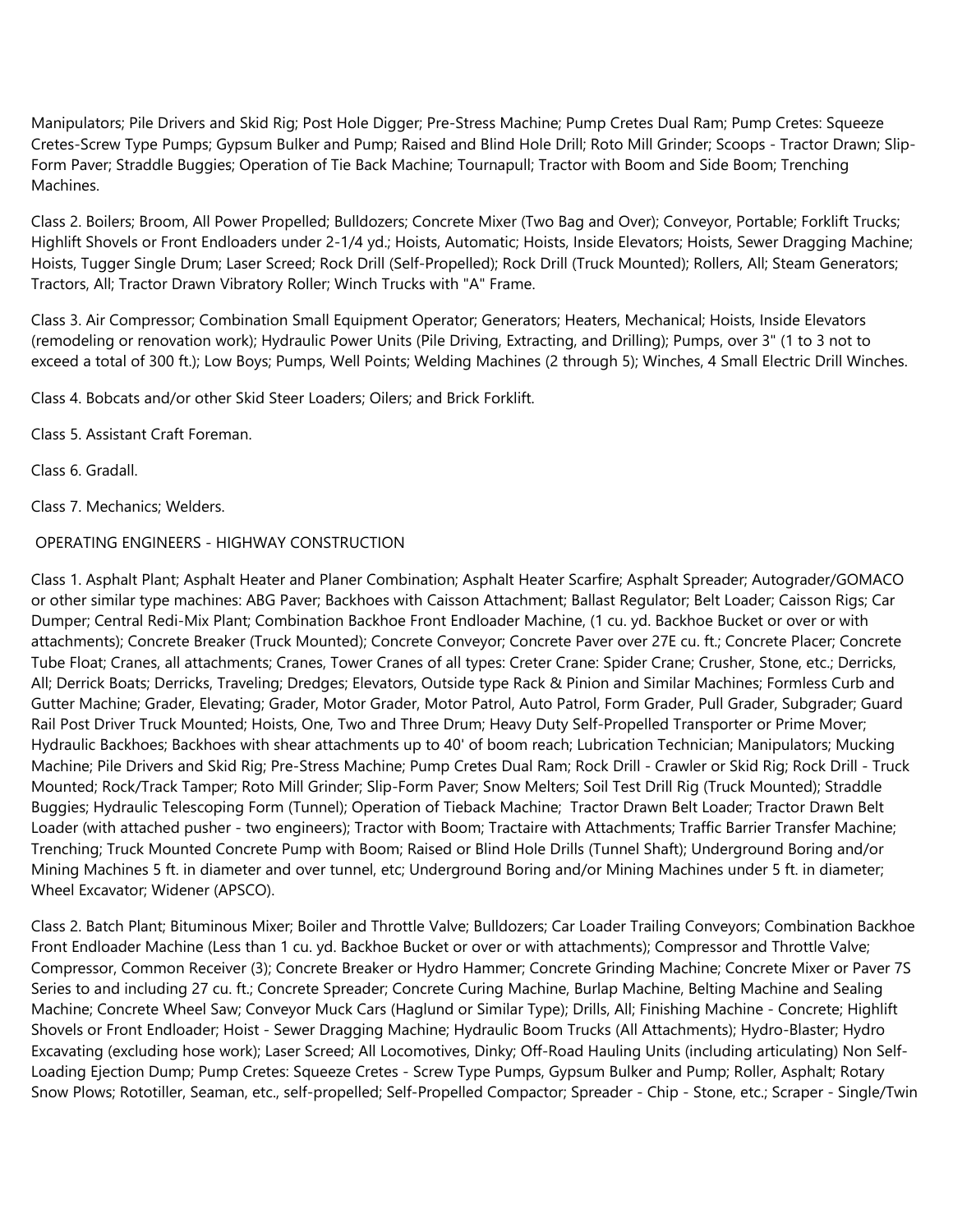Manipulators; Pile Drivers and Skid Rig; Post Hole Digger; Pre-Stress Machine; Pump Cretes Dual Ram; Pump Cretes: Squeeze Cretes-Screw Type Pumps; Gypsum Bulker and Pump; Raised and Blind Hole Drill; Roto Mill Grinder; Scoops - Tractor Drawn; Slip-Form Paver; Straddle Buggies; Operation of Tie Back Machine; Tournapull; Tractor with Boom and Side Boom; Trenching Machines.

Class 2. Boilers; Broom, All Power Propelled; Bulldozers; Concrete Mixer (Two Bag and Over); Conveyor, Portable; Forklift Trucks; Highlift Shovels or Front Endloaders under 2-1/4 yd.; Hoists, Automatic; Hoists, Inside Elevators; Hoists, Sewer Dragging Machine; Hoists, Tugger Single Drum; Laser Screed; Rock Drill (Self-Propelled); Rock Drill (Truck Mounted); Rollers, All; Steam Generators; Tractors, All; Tractor Drawn Vibratory Roller; Winch Trucks with "A" Frame.

Class 3. Air Compressor; Combination Small Equipment Operator; Generators; Heaters, Mechanical; Hoists, Inside Elevators (remodeling or renovation work); Hydraulic Power Units (Pile Driving, Extracting, and Drilling); Pumps, over 3" (1 to 3 not to exceed a total of 300 ft.); Low Boys; Pumps, Well Points; Welding Machines (2 through 5); Winches, 4 Small Electric Drill Winches.

Class 4. Bobcats and/or other Skid Steer Loaders; Oilers; and Brick Forklift.

Class 5. Assistant Craft Foreman.

Class 6. Gradall.

Class 7. Mechanics; Welders.

OPERATING ENGINEERS - HIGHWAY CONSTRUCTION

Class 1. Asphalt Plant; Asphalt Heater and Planer Combination; Asphalt Heater Scarfire; Asphalt Spreader; Autograder/GOMACO or other similar type machines: ABG Paver; Backhoes with Caisson Attachment; Ballast Regulator; Belt Loader; Caisson Rigs; Car Dumper; Central Redi-Mix Plant; Combination Backhoe Front Endloader Machine, (1 cu. yd. Backhoe Bucket or over or with attachments); Concrete Breaker (Truck Mounted); Concrete Conveyor; Concrete Paver over 27E cu. ft.; Concrete Placer; Concrete Tube Float; Cranes, all attachments; Cranes, Tower Cranes of all types: Creter Crane: Spider Crane; Crusher, Stone, etc.; Derricks, All; Derrick Boats; Derricks, Traveling; Dredges; Elevators, Outside type Rack & Pinion and Similar Machines; Formless Curb and Gutter Machine; Grader, Elevating; Grader, Motor Grader, Motor Patrol, Auto Patrol, Form Grader, Pull Grader, Subgrader; Guard Rail Post Driver Truck Mounted; Hoists, One, Two and Three Drum; Heavy Duty Self-Propelled Transporter or Prime Mover; Hydraulic Backhoes; Backhoes with shear attachments up to 40' of boom reach; Lubrication Technician; Manipulators; Mucking Machine; Pile Drivers and Skid Rig; Pre-Stress Machine; Pump Cretes Dual Ram; Rock Drill - Crawler or Skid Rig; Rock Drill - Truck Mounted; Rock/Track Tamper; Roto Mill Grinder; Slip-Form Paver; Snow Melters; Soil Test Drill Rig (Truck Mounted); Straddle Buggies; Hydraulic Telescoping Form (Tunnel); Operation of Tieback Machine; Tractor Drawn Belt Loader; Tractor Drawn Belt Loader (with attached pusher - two engineers); Tractor with Boom; Tractaire with Attachments; Traffic Barrier Transfer Machine; Trenching; Truck Mounted Concrete Pump with Boom; Raised or Blind Hole Drills (Tunnel Shaft); Underground Boring and/or Mining Machines 5 ft. in diameter and over tunnel, etc; Underground Boring and/or Mining Machines under 5 ft. in diameter; Wheel Excavator; Widener (APSCO).

Class 2. Batch Plant; Bituminous Mixer; Boiler and Throttle Valve; Bulldozers; Car Loader Trailing Conveyors; Combination Backhoe Front Endloader Machine (Less than 1 cu. yd. Backhoe Bucket or over or with attachments); Compressor and Throttle Valve; Compressor, Common Receiver (3); Concrete Breaker or Hydro Hammer; Concrete Grinding Machine; Concrete Mixer or Paver 7S Series to and including 27 cu. ft.; Concrete Spreader; Concrete Curing Machine, Burlap Machine, Belting Machine and Sealing Machine; Concrete Wheel Saw; Conveyor Muck Cars (Haglund or Similar Type); Drills, All; Finishing Machine - Concrete; Highlift Shovels or Front Endloader; Hoist - Sewer Dragging Machine; Hydraulic Boom Trucks (All Attachments); Hydro-Blaster; Hydro Excavating (excluding hose work); Laser Screed; All Locomotives, Dinky; Off-Road Hauling Units (including articulating) Non Self-Loading Ejection Dump; Pump Cretes: Squeeze Cretes - Screw Type Pumps, Gypsum Bulker and Pump; Roller, Asphalt; Rotary Snow Plows; Rototiller, Seaman, etc., self-propelled; Self-Propelled Compactor; Spreader - Chip - Stone, etc.; Scraper - Single/Twin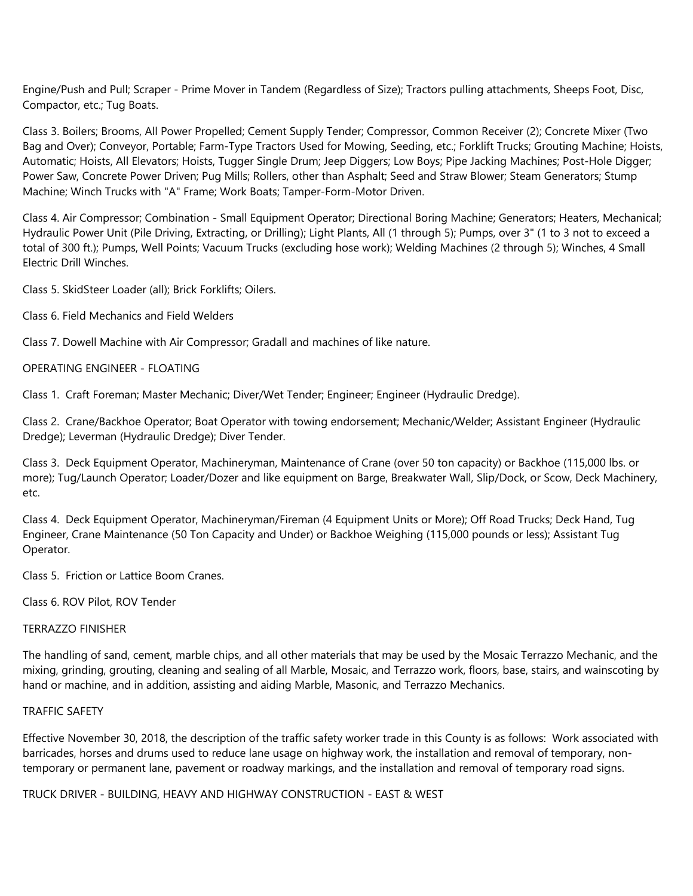Engine/Push and Pull; Scraper - Prime Mover in Tandem (Regardless of Size); Tractors pulling attachments, Sheeps Foot, Disc, Compactor, etc.; Tug Boats.

Class 3. Boilers; Brooms, All Power Propelled; Cement Supply Tender; Compressor, Common Receiver (2); Concrete Mixer (Two Bag and Over); Conveyor, Portable; Farm-Type Tractors Used for Mowing, Seeding, etc.; Forklift Trucks; Grouting Machine; Hoists, Automatic; Hoists, All Elevators; Hoists, Tugger Single Drum; Jeep Diggers; Low Boys; Pipe Jacking Machines; Post-Hole Digger; Power Saw, Concrete Power Driven; Pug Mills; Rollers, other than Asphalt; Seed and Straw Blower; Steam Generators; Stump Machine; Winch Trucks with "A" Frame; Work Boats; Tamper-Form-Motor Driven.

Class 4. Air Compressor; Combination - Small Equipment Operator; Directional Boring Machine; Generators; Heaters, Mechanical; Hydraulic Power Unit (Pile Driving, Extracting, or Drilling); Light Plants, All (1 through 5); Pumps, over 3" (1 to 3 not to exceed a total of 300 ft.); Pumps, Well Points; Vacuum Trucks (excluding hose work); Welding Machines (2 through 5); Winches, 4 Small Electric Drill Winches.

Class 5. SkidSteer Loader (all); Brick Forklifts; Oilers.

Class 6. Field Mechanics and Field Welders

Class 7. Dowell Machine with Air Compressor; Gradall and machines of like nature.

OPERATING ENGINEER - FLOATING

Class 1. Craft Foreman; Master Mechanic; Diver/Wet Tender; Engineer; Engineer (Hydraulic Dredge).

Class 2. Crane/Backhoe Operator; Boat Operator with towing endorsement; Mechanic/Welder; Assistant Engineer (Hydraulic Dredge); Leverman (Hydraulic Dredge); Diver Tender.

Class 3. Deck Equipment Operator, Machineryman, Maintenance of Crane (over 50 ton capacity) or Backhoe (115,000 lbs. or more); Tug/Launch Operator; Loader/Dozer and like equipment on Barge, Breakwater Wall, Slip/Dock, or Scow, Deck Machinery, etc.

Class 4. Deck Equipment Operator, Machineryman/Fireman (4 Equipment Units or More); Off Road Trucks; Deck Hand, Tug Engineer, Crane Maintenance (50 Ton Capacity and Under) or Backhoe Weighing (115,000 pounds or less); Assistant Tug Operator.

Class 5. Friction or Lattice Boom Cranes.

Class 6. ROV Pilot, ROV Tender

TERRAZZO FINISHER

The handling of sand, cement, marble chips, and all other materials that may be used by the Mosaic Terrazzo Mechanic, and the mixing, grinding, grouting, cleaning and sealing of all Marble, Mosaic, and Terrazzo work, floors, base, stairs, and wainscoting by hand or machine, and in addition, assisting and aiding Marble, Masonic, and Terrazzo Mechanics.

TRAFFIC SAFETY

Effective November 30, 2018, the description of the traffic safety worker trade in this County is as follows: Work associated with barricades, horses and drums used to reduce lane usage on highway work, the installation and removal of temporary, non-temporary or permanent lane, pavement or roadway markings, and the installation and removal of temporary road signs.

TRUCK DRIVER - BUILDING, HEAVY AND HIGHWAY CONSTRUCTION - EAST & WEST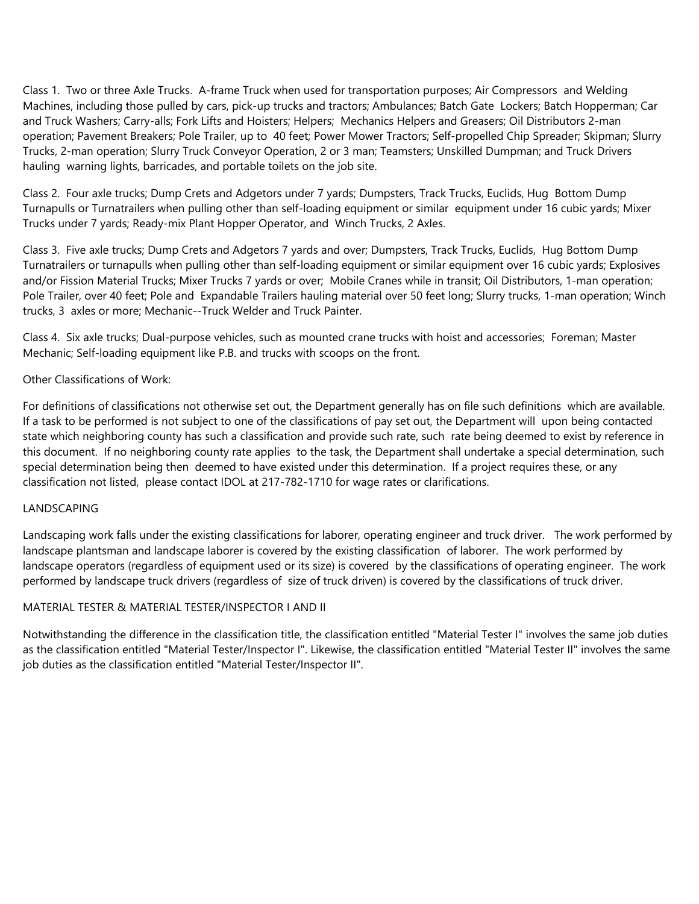Class 1. Two or three Axle Trucks. A-frame Truck when used for transportation purposes; Air Compressors and Welding Machines, including those pulled by cars, pick-up trucks and tractors; Ambulances; Batch Gate Lockers; Batch Hopperman; Car and Truck Washers; Carry-alls; Fork Lifts and Hoisters; Helpers; Mechanics Helpers and Greasers; Oil Distributors 2-man operation; Pavement Breakers; Pole Trailer, up to 40 feet; Power Mower Tractors; Self-propelled Chip Spreader; Skipman; Slurry Trucks, 2-man operation; Slurry Truck Conveyor Operation, 2 or 3 man; Teamsters; Unskilled Dumpman; and Truck Drivers hauling warning lights, barricades, and portable toilets on the job site.

Class 2. Four axle trucks; Dump Crets and Adgetors under 7 yards; Dumpsters, Track Trucks, Euclids, Hug Bottom Dump Turnapulls or Turnatrailers when pulling other than self-loading equipment or similar equipment under 16 cubic yards; Mixer Trucks under 7 yards; Ready-mix Plant Hopper Operator, and Winch Trucks, 2 Axles.

Class 3. Five axle trucks; Dump Crets and Adgetors 7 yards and over; Dumpsters, Track Trucks, Euclids, Hug Bottom Dump Turnatrailers or turnapulls when pulling other than self-loading equipment or similar equipment over 16 cubic yards; Explosives and/or Fission Material Trucks; Mixer Trucks 7 yards or over; Mobile Cranes while in transit; Oil Distributors, 1-man operation; Pole Trailer, over 40 feet; Pole and Expandable Trailers hauling material over 50 feet long; Slurry trucks, 1-man operation; Winch trucks, 3 axles or more; Mechanic--Truck Welder and Truck Painter.

Class 4. Six axle trucks; Dual-purpose vehicles, such as mounted crane trucks with hoist and accessories; Foreman; Master Mechanic; Self-loading equipment like P.B. and trucks with scoops on the front.

Other Classifications of Work:

For definitions of classifications not otherwise set out, the Department generally has on file such definitions which are available. If a task to be performed is not subject to one of the classifications of pay set out, the Department will upon being contacted state which neighboring county has such a classification and provide such rate, such rate being deemed to exist by reference in this document. If no neighboring county rate applies to the task, the Department shall undertake a special determination, such special determination being then deemed to have existed under this determination. If a project requires these, or any classification not listed, please contact IDOL at 217-782-1710 for wage rates or clarifications.

LANDSCAPING

Landscaping work falls under the existing classifications for laborer, operating engineer and truck driver. The work performed by landscape plantsman and landscape laborer is covered by the existing classification of laborer. The work performed by landscape operators (regardless of equipment used or its size) is covered by the classifications of operating engineer. The work performed by landscape truck drivers (regardless of size of truck driven) is covered by the classifications of truck driver.

MATERIAL TESTER & MATERIAL TESTER/INSPECTOR I AND II

Notwithstanding the difference in the classification title, the classification entitled "Material Tester I" involves the same job duties as the classification entitled "Material Tester/Inspector I". Likewise, the classification entitled "Material Tester II" involves the same job duties as the classification entitled "Material Tester/Inspector II".